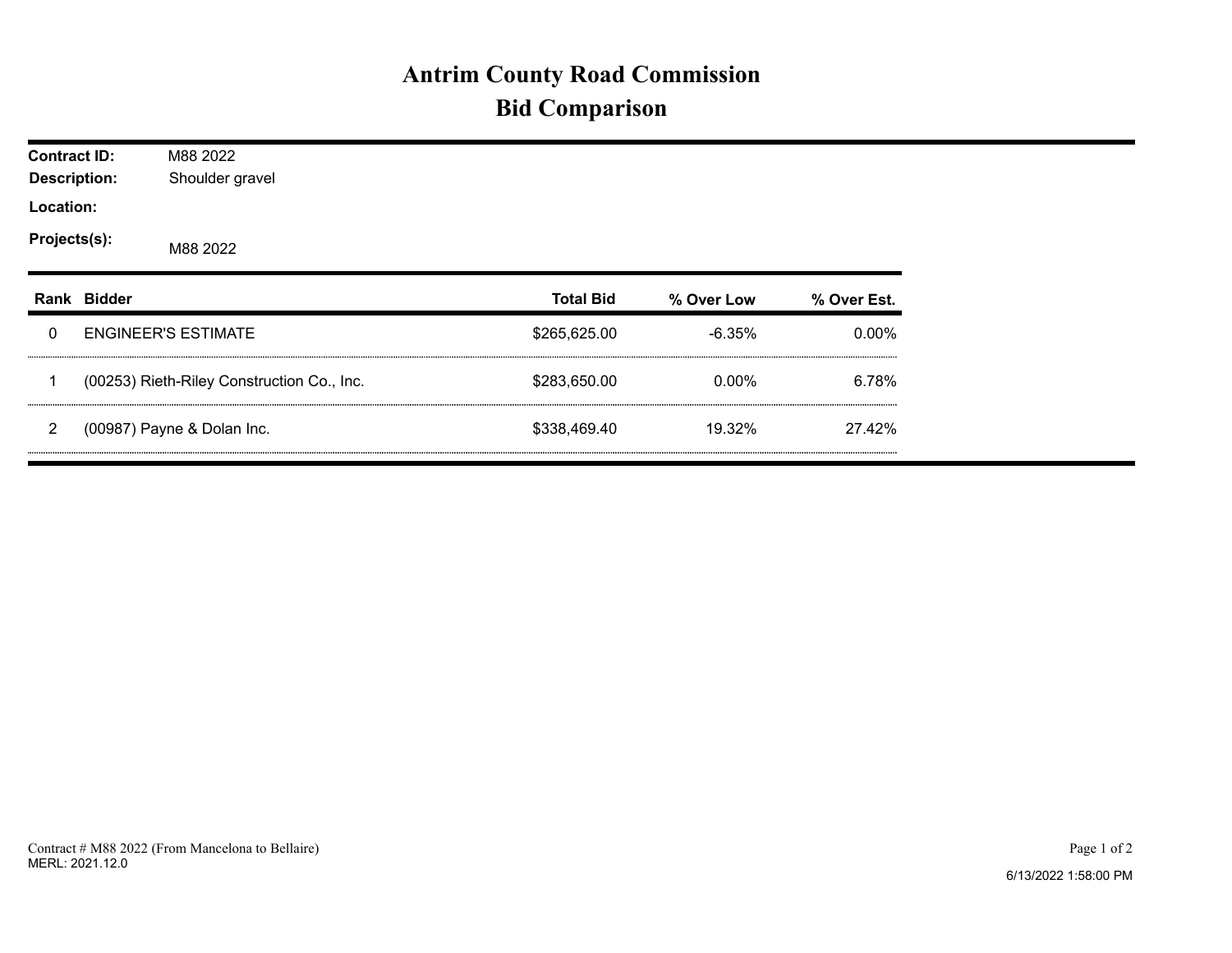# Antrim County Road Commission
## Bid Comparison

**Contract ID:** M88 2022
**Description:** Shoulder gravel
**Location:**
**Projects(s):** M88 2022

| Rank | Bidder | Total Bid | % Over Low | % Over Est. |
|---|---|---|---|---|
| 0 | ENGINEER'S ESTIMATE | $265,625.00 | -6.35% | 0.00% |
| 1 | (00253) Rieth-Riley Construction Co., Inc. | $283,650.00 | 0.00% | 6.78% |
| 2 | (00987) Payne & Dolan Inc. | $338,469.40 | 19.32% | 27.42% |

Contract # M88 2022 (From Mancelona to Bellaire)
MERL: 2021.12.0

6/13/2022 1:58:00 PM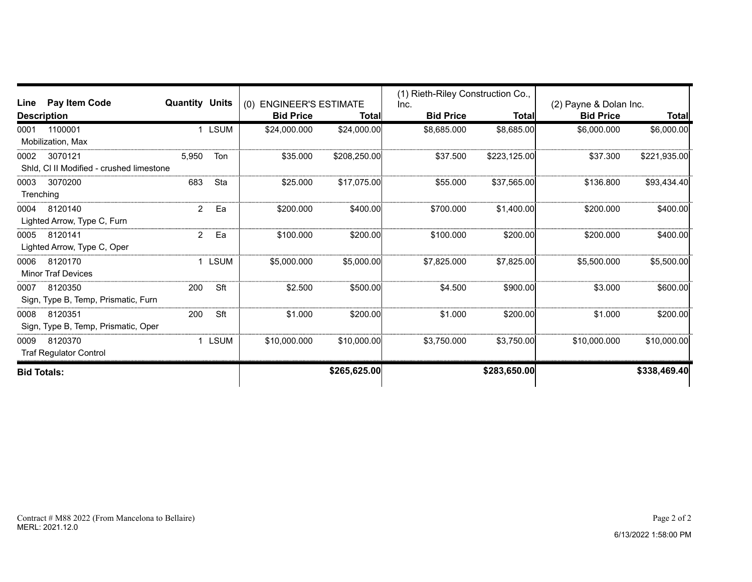| Line | Pay Item Code / Description | Quantity | Units | (0) ENGINEER'S ESTIMATE Bid Price | Total | (1) Rieth-Riley Construction Co., Inc. Bid Price | Total | (2) Payne & Dolan Inc. Bid Price | Total |
|---|---|---|---|---|---|---|---|---|---|
| 0001 | 1100001 Mobilization, Max | 1 | LSUM | $24,000.000 | $24,000.00 | $8,685.000 | $8,685.00 | $6,000.000 | $6,000.00 |
| 0002 | 3070121 Shld, Cl II Modified - crushed limestone | 5,950 | Ton | $35.000 | $208,250.00 | $37.500 | $223,125.00 | $37.300 | $221,935.00 |
| 0003 | 3070200 Trenching | 683 | Sta | $25.000 | $17,075.00 | $55.000 | $37,565.00 | $136.800 | $93,434.40 |
| 0004 | 8120140 Lighted Arrow, Type C, Furn | 2 | Ea | $200.000 | $400.00 | $700.000 | $1,400.00 | $200.000 | $400.00 |
| 0005 | 8120141 Lighted Arrow, Type C, Oper | 2 | Ea | $100.000 | $200.00 | $100.000 | $200.00 | $200.000 | $400.00 |
| 0006 | 8120170 Minor Traf Devices | 1 | LSUM | $5,000.000 | $5,000.00 | $7,825.000 | $7,825.00 | $5,500.000 | $5,500.00 |
| 0007 | 8120350 Sign, Type B, Temp, Prismatic, Furn | 200 | Sft | $2.500 | $500.00 | $4.500 | $900.00 | $3.000 | $600.00 |
| 0008 | 8120351 Sign, Type B, Temp, Prismatic, Oper | 200 | Sft | $1.000 | $200.00 | $1.000 | $200.00 | $1.000 | $200.00 |
| 0009 | 8120370 Traf Regulator Control | 1 | LSUM | $10,000.000 | $10,000.00 | $3,750.000 | $3,750.00 | $10,000.000 | $10,000.00 |
| **Bid Totals:** | | | | | **$265,625.00** | | **$283,650.00** | | **$338,469.40** |

Contract # M88 2022 (From Mancelona to Bellaire)
MERL: 2021.12.0

6/13/2022 1:58:00 PM